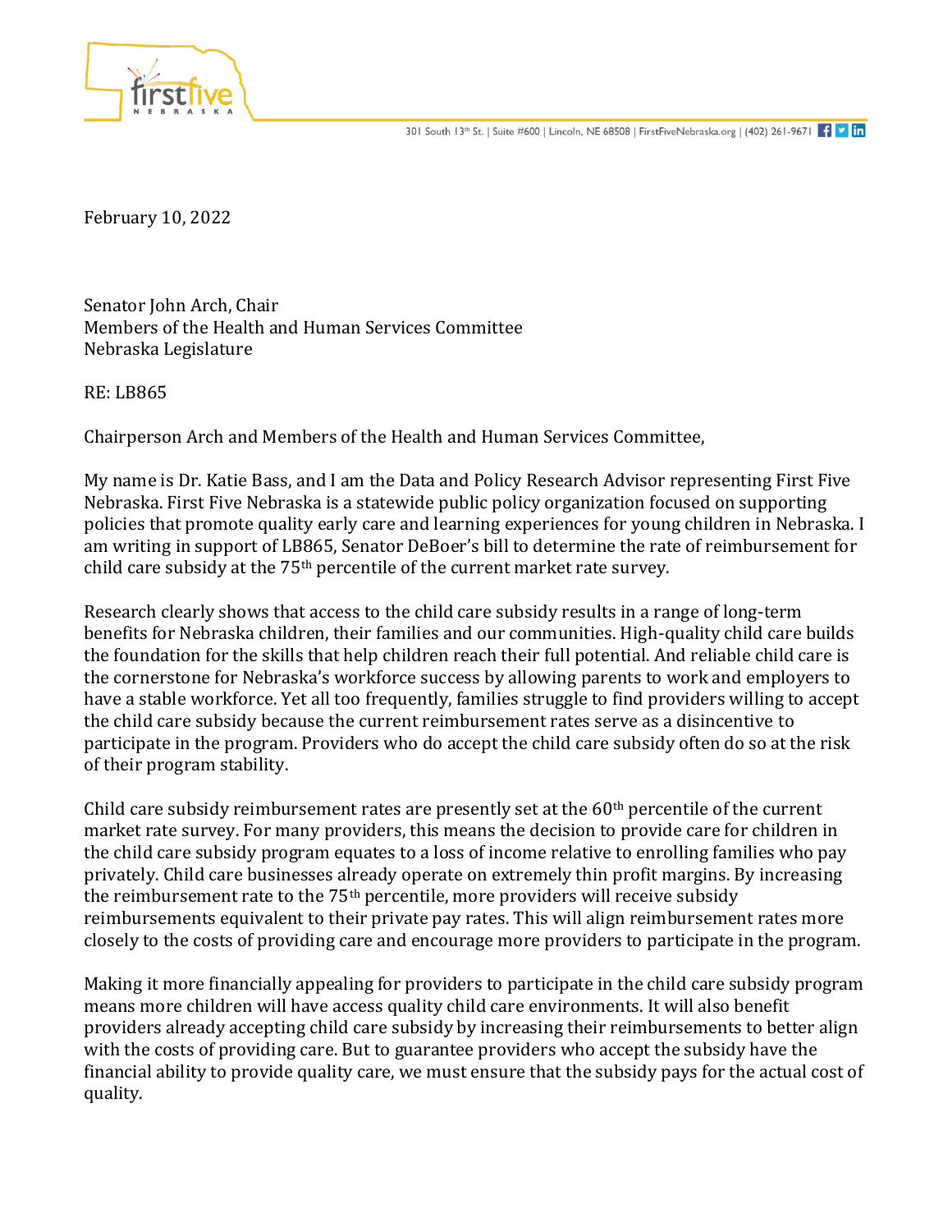firstfive NEBRASKA

301 South 13th St. | Suite #600 | Lincoln, NE 68508 | FirstFiveNebraska.org | (402) 261-9671

February 10, 2022

Senator John Arch, Chair
Members of the Health and Human Services Committee
Nebraska Legislature

RE: LB865

Chairperson Arch and Members of the Health and Human Services Committee,

My name is Dr. Katie Bass, and I am the Data and Policy Research Advisor representing First Five Nebraska. First Five Nebraska is a statewide public policy organization focused on supporting policies that promote quality early care and learning experiences for young children in Nebraska. I am writing in support of LB865, Senator DeBoer's bill to determine the rate of reimbursement for child care subsidy at the 75th percentile of the current market rate survey.

Research clearly shows that access to the child care subsidy results in a range of long-term benefits for Nebraska children, their families and our communities. High-quality child care builds the foundation for the skills that help children reach their full potential. And reliable child care is the cornerstone for Nebraska's workforce success by allowing parents to work and employers to have a stable workforce. Yet all too frequently, families struggle to find providers willing to accept the child care subsidy because the current reimbursement rates serve as a disincentive to participate in the program. Providers who do accept the child care subsidy often do so at the risk of their program stability.

Child care subsidy reimbursement rates are presently set at the 60th percentile of the current market rate survey. For many providers, this means the decision to provide care for children in the child care subsidy program equates to a loss of income relative to enrolling families who pay privately. Child care businesses already operate on extremely thin profit margins. By increasing the reimbursement rate to the 75th percentile, more providers will receive subsidy reimbursements equivalent to their private pay rates. This will align reimbursement rates more closely to the costs of providing care and encourage more providers to participate in the program.

Making it more financially appealing for providers to participate in the child care subsidy program means more children will have access quality child care environments. It will also benefit providers already accepting child care subsidy by increasing their reimbursements to better align with the costs of providing care. But to guarantee providers who accept the subsidy have the financial ability to provide quality care, we must ensure that the subsidy pays for the actual cost of quality.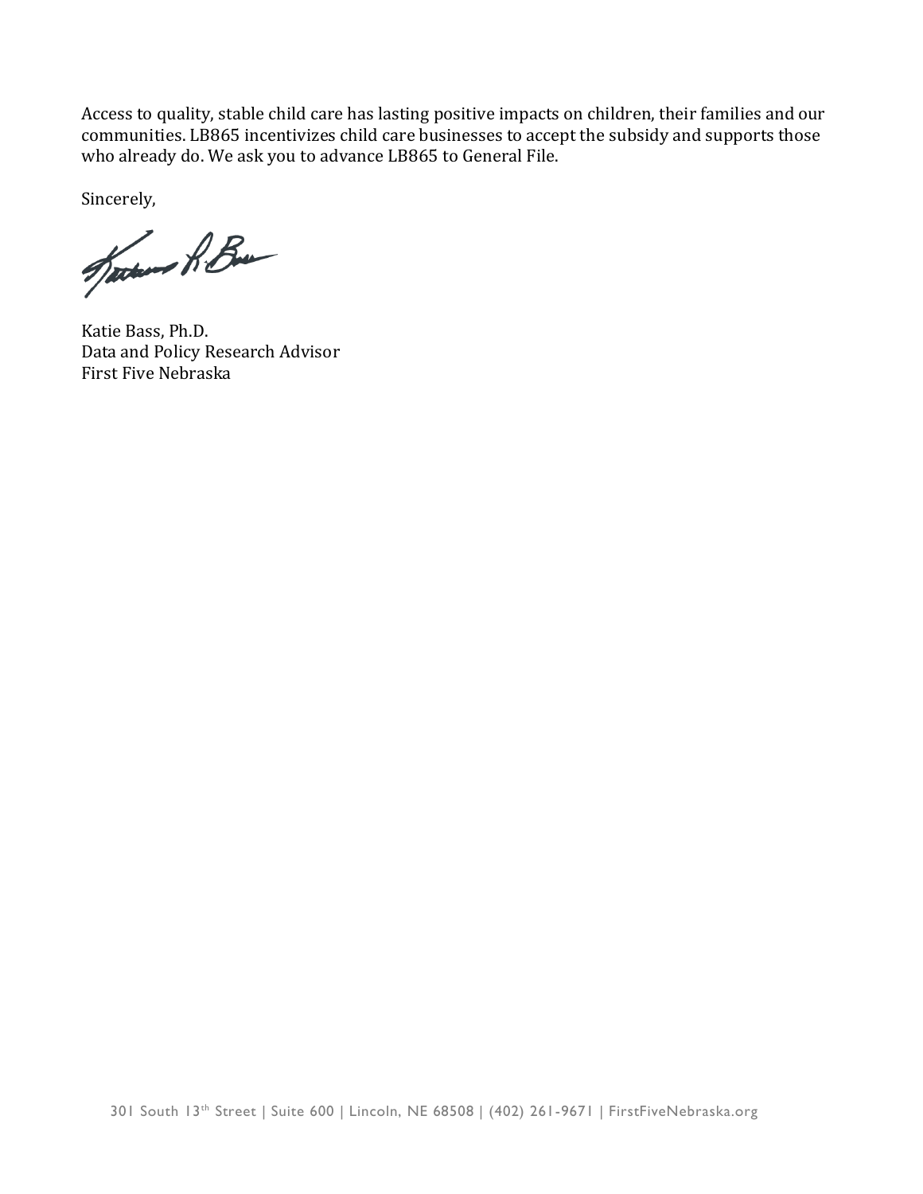Access to quality, stable child care has lasting positive impacts on children, their families and our communities. LB865 incentivizes child care businesses to accept the subsidy and supports those who already do. We ask you to advance LB865 to General File.

Sincerely,

Katie Bass, Ph.D.
Data and Policy Research Advisor
First Five Nebraska

301 South 13th Street | Suite 600 | Lincoln, NE 68508 | (402) 261-9671 | FirstFiveNebraska.org